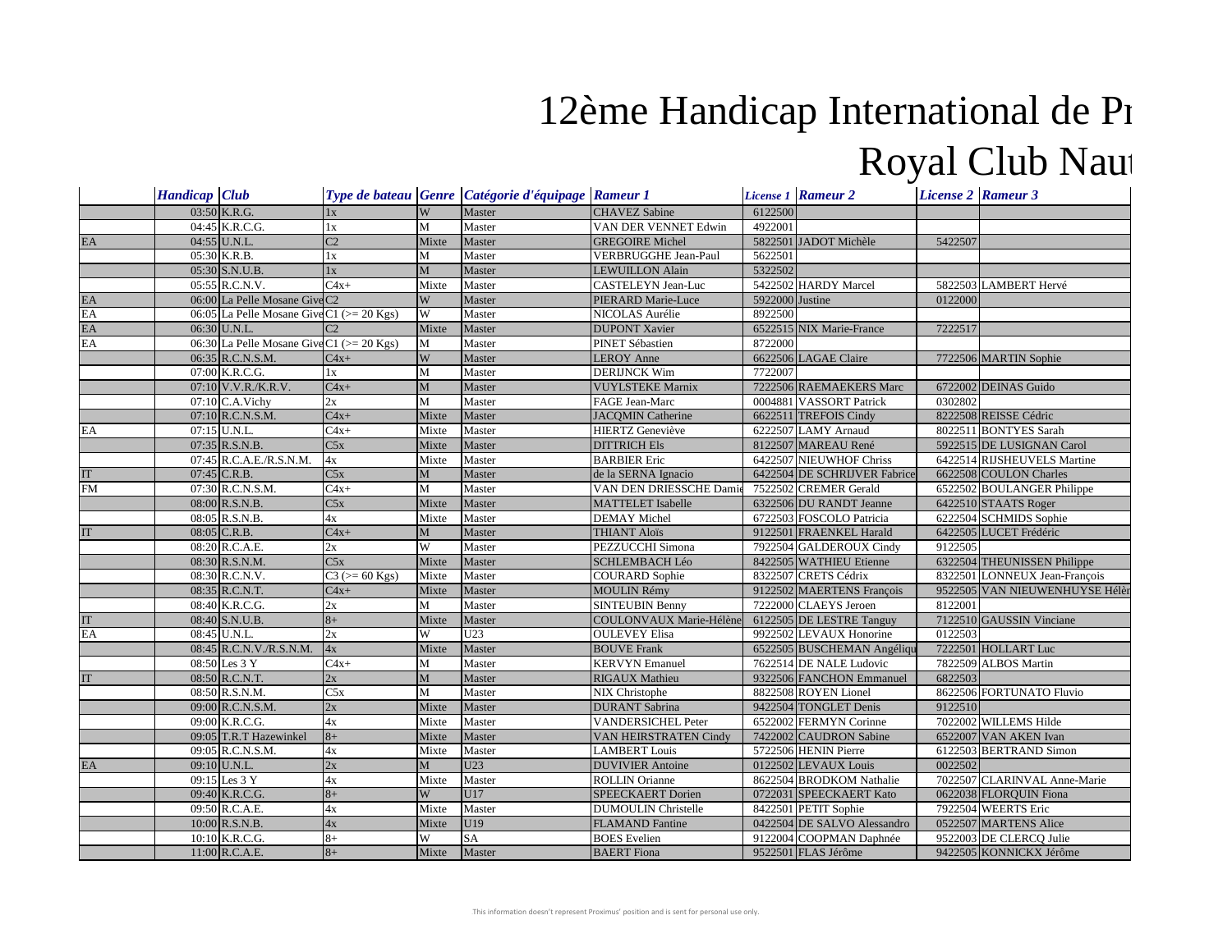# 12ème Handicap International de Pr

## Royal Club Naut

| | Handicap | Club | Type de bateau | Genre | Catégorie d'équipage | Rameur 1 | License 1 | Rameur 2 | License 2 | Rameur 3 |
|---|---|---|---|---|---|---|---|---|---|---|
| | 03:50 | K.R.G. | 1x | W | Master | CHAVEZ Sabine | 6122500 | | | |
| | 04:45 | K.R.C.G. | 1x | M | Master | VAN DER VENNET Edwin | 4922001 | | | |
| EA | 04:55 | U.N.L. | C2 | Mixte | Master | GREGOIRE Michel | 5822501 | JADOT Michèle | 5422507 | |
| | 05:30 | K.R.B. | 1x | M | Master | VERBRUGGHE Jean-Paul | 5622501 | | | |
| | 05:30 | S.N.U.B. | 1x | M | Master | LEWUILLON Alain | 5322502 | | | |
| | 05:55 | R.C.N.V. | C4x+ | Mixte | Master | CASTELEYN Jean-Luc | 5422502 | HARDY Marcel | 5822503 | LAMBERT Hervé |
| EA | 06:00 | La Pelle Mosane Give | C2 | W | Master | PIERARD Marie-Luce | 5922000 | Justine | 0122000 | |
| EA | 06:05 | La Pelle Mosane Give | C1 (>= 20 Kgs) | W | Master | NICOLAS Aurélie | 8922500 | | | |
| EA | 06:30 | U.N.L. | C2 | Mixte | Master | DUPONT Xavier | 6522515 | NIX Marie-France | 7222517 | |
| EA | 06:30 | La Pelle Mosane Give | C1 (>= 20 Kgs) | M | Master | PINET Sébastien | 8722000 | | | |
| | 06:35 | R.C.N.S.M. | C4x+ | W | Master | LEROY Anne | 6622506 | LAGAE Claire | 7722506 | MARTIN Sophie |
| | 07:00 | K.R.C.G. | 1x | M | Master | DERIJNCK Wim | 7722007 | | | |
| | 07:10 | V.V.R./K.R.V. | C4x+ | M | Master | VUYLSTEKE Marnix | 7222506 | RAEMAEKERS Marc | 6722002 | DEINAS Guido |
| | 07:10 | C.A.Vichy | 2x | M | Master | FAGE Jean-Marc | 0004881 | VASSORT Patrick | 0302802 | |
| | 07:10 | R.C.N.S.M. | C4x+ | Mixte | Master | JACQMIN Catherine | 6622511 | TREFOIS Cindy | 8222508 | REISSE Cédric |
| EA | 07:15 | U.N.L. | C4x+ | Mixte | Master | HIERTZ Geneviève | 6222507 | LAMY Arnaud | 8022511 | BONTYES Sarah |
| | 07:35 | R.S.N.B. | C5x | Mixte | Master | DITTRICH Els | 8122507 | MAREAU René | 5922515 | DE LUSIGNAN Carol |
| | 07:45 | R.C.A.E./R.S.N.M. | 4x | Mixte | Master | BARBIER Eric | 6422507 | NIEUWHOF Chriss | 6422514 | RIJSHEUVELS Martine |
| IT | 07:45 | C.R.B. | C5x | M | Master | de la SERNA Ignacio | 6422504 | DE SCHRIJVER Fabrice | 6622508 | COULON Charles |
| FM | 07:30 | R.C.N.S.M. | C4x+ | M | Master | VAN DEN DRIESSCHE Damie | 7522502 | CREMER Gerald | 6522502 | BOULANGER Philippe |
| | 08:00 | R.S.N.B. | C5x | Mixte | Master | MATTELET Isabelle | 6322506 | DU RANDT Jeanne | 6422510 | STAATS Roger |
| | 08:05 | R.S.N.B. | 4x | Mixte | Master | DEMAY Michel | 6722503 | FOSCOLO Patricia | 6222504 | SCHMIDS Sophie |
| IT | 08:05 | C.R.B. | C4x+ | M | Master | THIANT Aloïs | 9122501 | FRAENKEL Harald | 6422505 | LUCET Frédéric |
| | 08:20 | R.C.A.E. | 2x | W | Master | PEZZUCCHI Simona | 7922504 | GALDEROUX Cindy | 9122505 | |
| | 08:30 | R.S.N.M. | C5x | Mixte | Master | SCHLEMBACH Léo | 8422505 | WATHIEU Etienne | 6322504 | THEUNISSEN Philippe |
| | 08:30 | R.C.N.V. | C3 (>= 60 Kgs) | Mixte | Master | COURARD Sophie | 8322507 | CRETS Cédrix | 8322501 | LONNEUX Jean-François |
| | 08:35 | R.C.N.T. | C4x+ | Mixte | Master | MOULIN Rémy | 9122502 | MAERTENS François | 9522505 | VAN NIEUWENHUYSE Hélèn |
| | 08:40 | K.R.C.G. | 2x | M | Master | SINTEUBIN Benny | 7222000 | CLAEYS Jeroen | 8122001 | |
| IT | 08:40 | S.N.U.B. | 8+ | Mixte | Master | COULONVAUX Marie-Hélène | 6122505 | DE LESTRE Tanguy | 7122510 | GAUSSIN Vinciane |
| EA | 08:45 | U.N.L. | 2x | W | U23 | OULEVEY Elisa | 9922502 | LEVAUX Honorine | 0122503 | |
| | 08:45 | R.C.N.V./R.S.N.M. | 4x | Mixte | Master | BOUVE Frank | 6522505 | BUSCHEMAN Angéliqu | 7222501 | HOLLART Luc |
| | 08:50 | Les 3 Y | C4x+ | M | Master | KERVYN Emanuel | 7622514 | DE NALE Ludovic | 7822509 | ALBOS Martin |
| IT | 08:50 | R.C.N.T. | 2x | M | Master | RIGAUX Mathieu | 9322506 | FANCHON Emmanuel | 6822503 | |
| | 08:50 | R.S.N.M. | C5x | M | Master | NIX Christophe | 8822508 | ROYEN Lionel | 8622506 | FORTUNATO Fluvio |
| | 09:00 | R.C.N.S.M. | 2x | Mixte | Master | DURANT Sabrina | 9422504 | TONGLET Denis | 9122510 | |
| | 09:00 | K.R.C.G. | 4x | Mixte | Master | VANDERSICHEL Peter | 6522002 | FERMYN Corinne | 7022002 | WILLEMS Hilde |
| | 09:05 | T.R.T Hazewinkel | 8+ | Mixte | Master | VAN HEIRSTRATEN Cindy | 7422002 | CAUDRON Sabine | 6522007 | VAN AKEN Ivan |
| | 09:05 | R.C.N.S.M. | 4x | Mixte | Master | LAMBERT Louis | 5722506 | HENIN Pierre | 6122503 | BERTRAND Simon |
| EA | 09:10 | U.N.L. | 2x | M | U23 | DUVIVIER Antoine | 0122502 | LEVAUX Louis | 0022502 | |
| | 09:15 | Les 3 Y | 4x | Mixte | Master | ROLLIN Orianne | 8622504 | BRODKOM Nathalie | 7022507 | CLARINVAL Anne-Marie |
| | 09:40 | K.R.C.G. | 8+ | W | U17 | SPEECKAERT Dorien | 0722031 | SPEECKAERT Kato | 0622038 | FLORQUIN Fiona |
| | 09:50 | R.C.A.E. | 4x | Mixte | Master | DUMOULIN Christelle | 8422501 | PETIT Sophie | 7922504 | WEERTS Eric |
| | 10:00 | R.S.N.B. | 4x | Mixte | U19 | FLAMAND Fantine | 0422504 | DE SALVO Alessandro | 0522507 | MARTENS Alice |
| | 10:10 | K.R.C.G. | 8+ | W | SA | BOES Evelien | 9122004 | COOPMAN Daphnée | 9522003 | DE CLERCQ Julie |
| | 11:00 | R.C.A.E. | 8+ | Mixte | Master | BAERT Fiona | 9522501 | FLAS Jérôme | 9422505 | KONNICKX Jérôme |

This information doesn't represent Proximus' position and is sent for personal use only.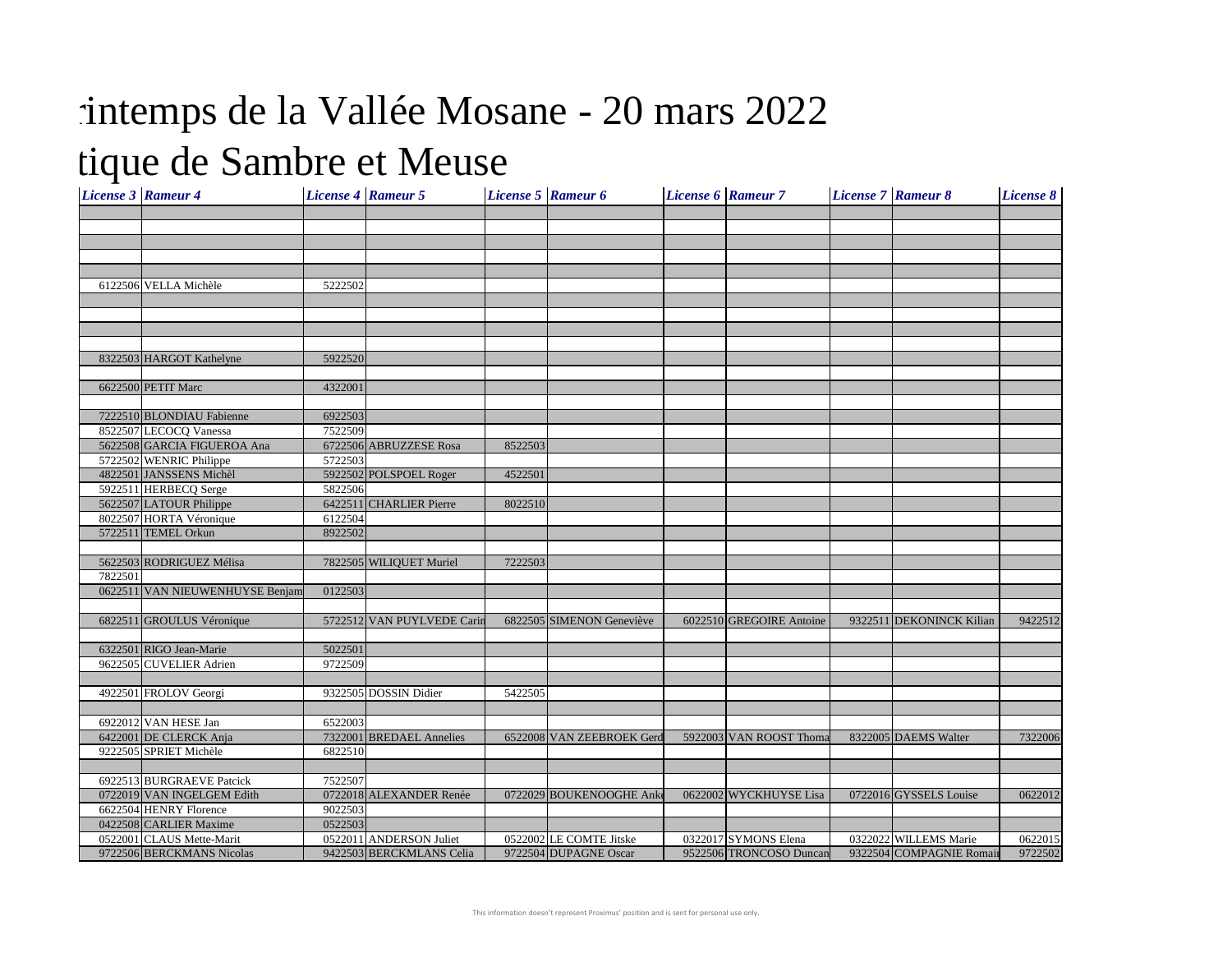# rintemps de la Vallée Mosane - 20 mars 2022

# tique de Sambre et Meuse

| License 3 | Rameur 4 | License 4 | Rameur 5 | License 5 | Rameur 6 | License 6 | Rameur 7 | License 7 | Rameur 8 | License 8 |
|---|---|---|---|---|---|---|---|---|---|---|
| | | | | | | | | | | |
| | | | | | | | | | | |
| | | | | | | | | | | |
| | | | | | | | | | | |
| | | | | | | | | | | |
| 6122506 | VELLA Michèle | 5222502 | | | | | | | | |
| | | | | | | | | | | |
| | | | | | | | | | | |
| | | | | | | | | | | |
| | | | | | | | | | | |
| 8322503 | HARGOT Kathelyne | 5922520 | | | | | | | | |
| | | | | | | | | | | |
| 6622500 | PETIT Marc | 4322001 | | | | | | | | |
| | | | | | | | | | | |
| 7222510 | BLONDIAU Fabienne | 6922503 | | | | | | | | |
| 8522507 | LECOCQ Vanessa | 7522509 | | | | | | | | |
| 5622508 | GARCIA FIGUEROA Ana | 6722506 | ABRUZZESE Rosa | 8522503 | | | | | | |
| 5722502 | WENRIC Philippe | 5722503 | | | | | | | | |
| 4822501 | JANSSENS Michèl | 5922502 | POLSPOEL Roger | 4522501 | | | | | | |
| 5922511 | HERBECQ Serge | 5822506 | | | | | | | | |
| 5622507 | LATOUR Philippe | 6422511 | CHARLIER Pierre | 8022510 | | | | | | |
| 8022507 | HORTA Véronique | 6122504 | | | | | | | | |
| 5722511 | TEMEL Orkun | 8922502 | | | | | | | | |
| | | | | | | | | | | |
| 5622503 | RODRIGUEZ Mélisa | 7822505 | WILIQUET Muriel | 7222503 | | | | | | |
| 7822501 | | | | | | | | | | |
| 0622511 | VAN NIEUWENHUYSE Benjam | 0122503 | | | | | | | | |
| | | | | | | | | | | |
| 6822511 | GROULUS Véronique | 5722512 | VAN PUYLVEDE Carin | 6822505 | SIMENON Geneviève | 6022510 | GREGOIRE Antoine | 9322511 | DEKONINCK Kilian | 9422512 |
| | | | | | | | | | | |
| 6322501 | RIGO Jean-Marie | 5022501 | | | | | | | | |
| 9622505 | CUVELIER Adrien | 9722509 | | | | | | | | |
| | | | | | | | | | | |
| 4922501 | FROLOV Georgi | 9322505 | DOSSIN Didier | 5422505 | | | | | | |
| | | | | | | | | | | |
| 6922012 | VAN HESE Jan | 6522003 | | | | | | | | |
| 6422001 | DE CLERCK Anja | 7322001 | BREDAEL Annelies | 6522008 | VAN ZEEBROEK Gerd | 5922003 | VAN ROOST Thoma | 8322005 | DAEMS Walter | 7322006 |
| 9222505 | SPRIET Michèle | 6822510 | | | | | | | | |
| | | | | | | | | | | |
| 6922513 | BURGRAEVE Patcick | 7522507 | | | | | | | | |
| 0722019 | VAN INGELGEM Edith | 0722018 | ALEXANDER Renée | 0722029 | BOUKENOOGHE Ank | 0622002 | WYCKHUYSE Lisa | 0722016 | GYSSELS Louise | 0622012 |
| 6622504 | HENRY Florence | 9022503 | | | | | | | | |
| 0422508 | CARLIER Maxime | 0522503 | | | | | | | | |
| 0522001 | CLAUS Mette-Marit | 0522011 | ANDERSON Juliet | 0522002 | LE COMTE Jitske | 0322017 | SYMONS Elena | 0322022 | WILLEMS Marie | 0622015 |
| 9722506 | BERCKMANS Nicolas | 9422503 | BERCKMLANS Celia | 9722504 | DUPAGNE Oscar | 9522506 | TRONCOSO Duncan | 9322504 | COMPAGNIE Romai | 9722502 |

This information doesn't represent Proximus' position and is sent for personal use only.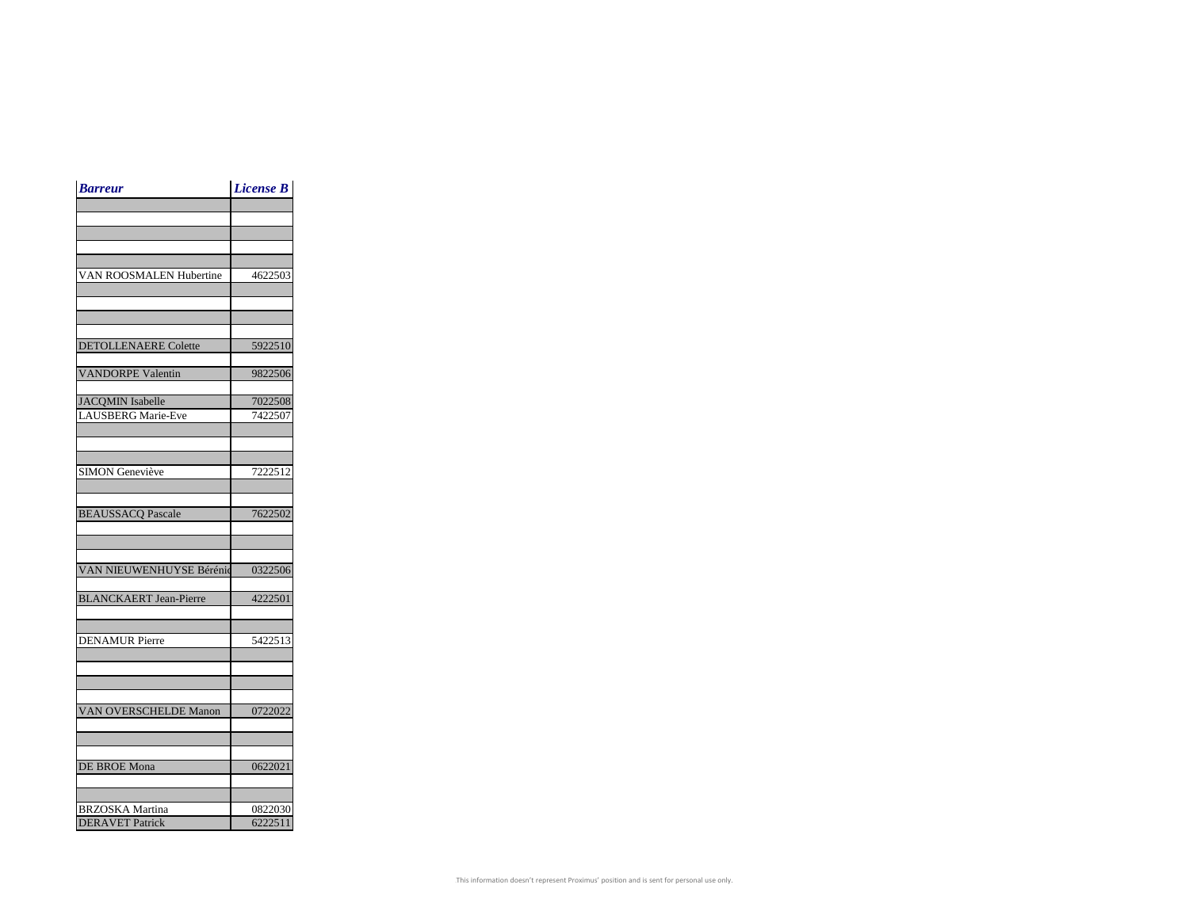| ***Barreur*** | ***License B*** |
|---|---|
| | |
| | |
| | |
| | |
| | |
| VAN ROOSMALEN Hubertine | 4622503 |
| | |
| | |
| | |
| | |
| DETOLLENAERE Colette | 5922510 |
| | |
| VANDORPE Valentin | 9822506 |
| | |
| JACQMIN Isabelle | 7022508 |
| LAUSBERG Marie-Eve | 7422507 |
| | |
| | |
| | |
| SIMON Geneviève | 7222512 |
| | |
| | |
| BEAUSSACQ Pascale | 7622502 |
| | |
| | |
| | |
| VAN NIEUWENHUYSE Bérénic | 0322506 |
| | |
| BLANCKAERT Jean-Pierre | 4222501 |
| | |
| | |
| DENAMUR Pierre | 5422513 |
| | |
| | |
| | |
| | |
| VAN OVERSCHELDE Manon | 0722022 |
| | |
| | |
| | |
| DE BROE Mona | 0622021 |
| | |
| | |
| BRZOSKA Martina | 0822030 |
| DERAVET Patrick | 6222511 |